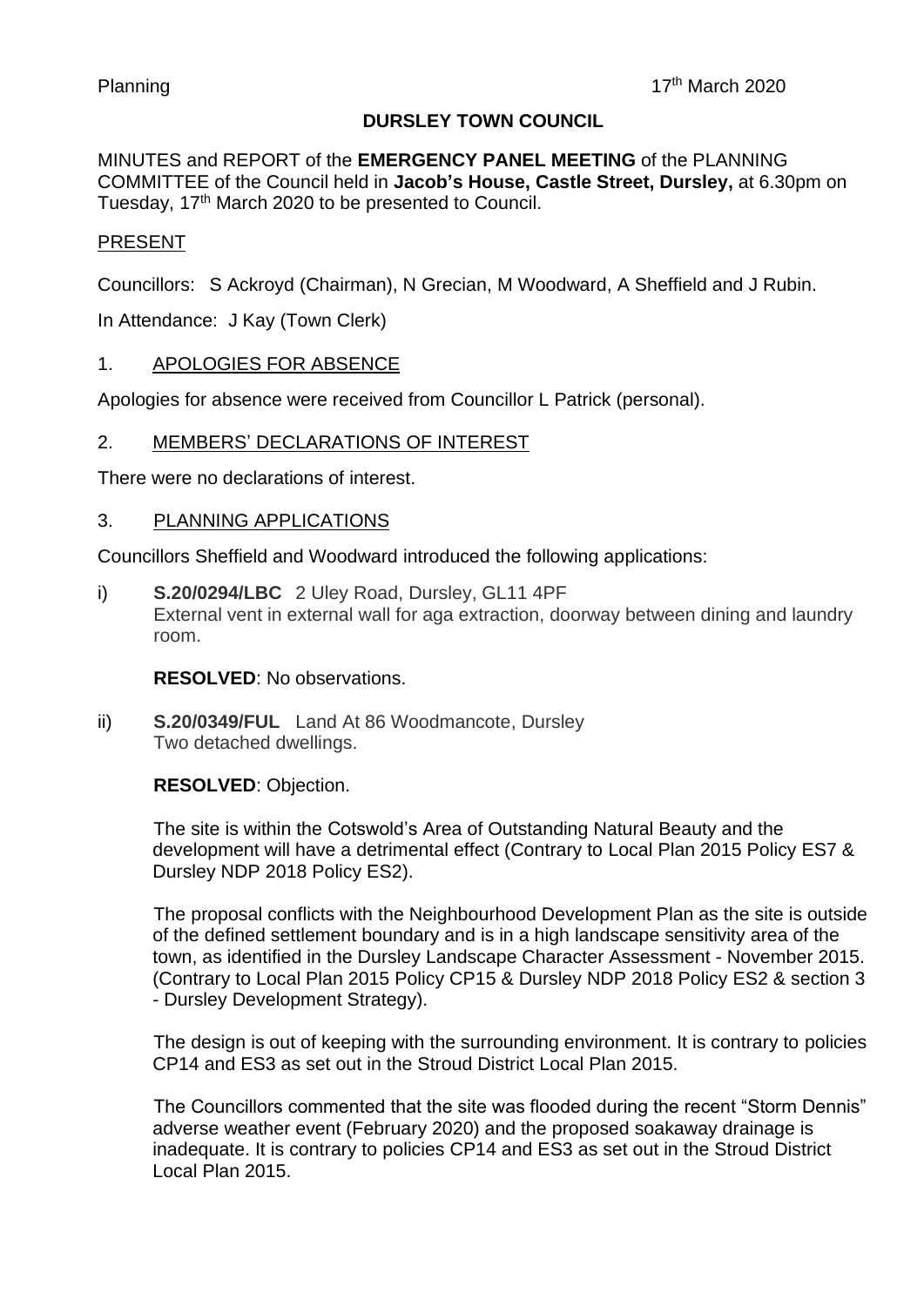Planning 17th March 2020

# DURSLEY TOWN COUNCIL

MINUTES and REPORT of the **EMERGENCY PANEL MEETING** of the PLANNING COMMITTEE of the Council held in **Jacob's House, Castle Street, Dursley,** at 6.30pm on Tuesday, 17th March 2020 to be presented to Council.

## PRESENT

Councillors: S Ackroyd (Chairman), N Grecian, M Woodward, A Sheffield and J Rubin.

In Attendance: J Kay (Town Clerk)

## 1. APOLOGIES FOR ABSENCE

Apologies for absence were received from Councillor L Patrick (personal).

## 2. MEMBERS' DECLARATIONS OF INTEREST

There were no declarations of interest.

## 3. PLANNING APPLICATIONS

Councillors Sheffield and Woodward introduced the following applications:

i) **S.20/0294/LBC** 2 Uley Road, Dursley, GL11 4PF
External vent in external wall for aga extraction, doorway between dining and laundry room.

**RESOLVED**: No observations.

ii) **S.20/0349/FUL** Land At 86 Woodmancote, Dursley
Two detached dwellings.

**RESOLVED**: Objection.

The site is within the Cotswold's Area of Outstanding Natural Beauty and the development will have a detrimental effect (Contrary to Local Plan 2015 Policy ES7 & Dursley NDP 2018 Policy ES2).

The proposal conflicts with the Neighbourhood Development Plan as the site is outside of the defined settlement boundary and is in a high landscape sensitivity area of the town, as identified in the Dursley Landscape Character Assessment - November 2015. (Contrary to Local Plan 2015 Policy CP15 & Dursley NDP 2018 Policy ES2 & section 3 - Dursley Development Strategy).

The design is out of keeping with the surrounding environment. It is contrary to policies CP14 and ES3 as set out in the Stroud District Local Plan 2015.

The Councillors commented that the site was flooded during the recent "Storm Dennis" adverse weather event (February 2020) and the proposed soakaway drainage is inadequate. It is contrary to policies CP14 and ES3 as set out in the Stroud District Local Plan 2015.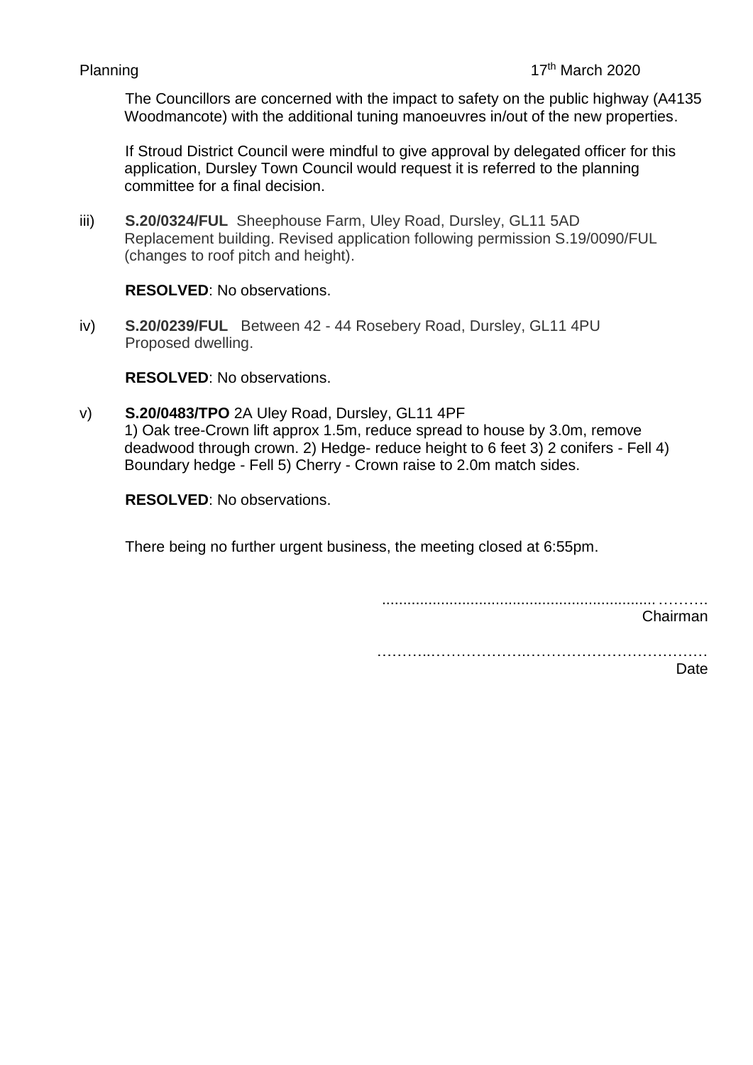The Councillors are concerned with the impact to safety on the public highway (A4135 Woodmancote) with the additional tuning manoeuvres in/out of the new properties.

If Stroud District Council were mindful to give approval by delegated officer for this application, Dursley Town Council would request it is referred to the planning committee for a final decision.

iii) **S.20/0324/FUL** Sheephouse Farm, Uley Road, Dursley, GL11 5AD
Replacement building. Revised application following permission S.19/0090/FUL (changes to roof pitch and height).

**RESOLVED**: No observations.

iv) **S.20/0239/FUL** Between 42 - 44 Rosebery Road, Dursley, GL11 4PU
Proposed dwelling.

**RESOLVED**: No observations.

v) **S.20/0483/TPO** 2A Uley Road, Dursley, GL11 4PF
1) Oak tree-Crown lift approx 1.5m, reduce spread to house by 3.0m, remove deadwood through crown. 2) Hedge- reduce height to 6 feet 3) 2 conifers - Fell 4) Boundary hedge - Fell 5) Cherry - Crown raise to 2.0m match sides.

**RESOLVED**: No observations.

There being no further urgent business, the meeting closed at 6:55pm.

...............................................................……….
Chairman

………..…………………..………………………………
Date